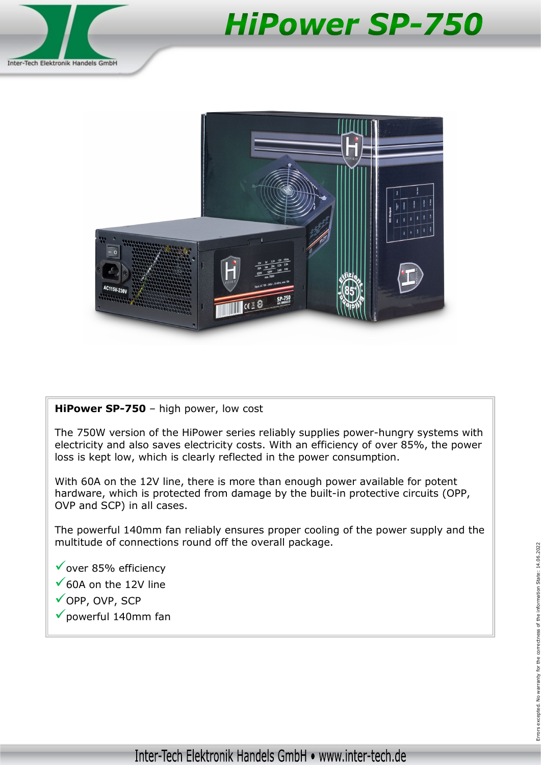# HiPower SP-750

**HiPower SP-750** – high power, low cost

The 750W version of the HiPower series reliably supplies power-hungry systems with electricity and also saves electricity costs. With an efficiency of over 85%, the power loss is kept low, which is clearly reflected in the power consumption.

With 60A on the 12V line, there is more than enough power available for potent hardware, which is protected from damage by the built-in protective circuits (OPP, OVP and SCP) in all cases.

The powerful 140mm fan reliably ensures proper cooling of the power supply and the multitude of connections round off the overall package.

- ✓over 85% efficiency
- ✓60A on the 12V line
- ✓OPP, OVP, SCP
- ✓powerful 140mm fan

Errors excepted. No warranty for the correctness of the information State: 14.06.2022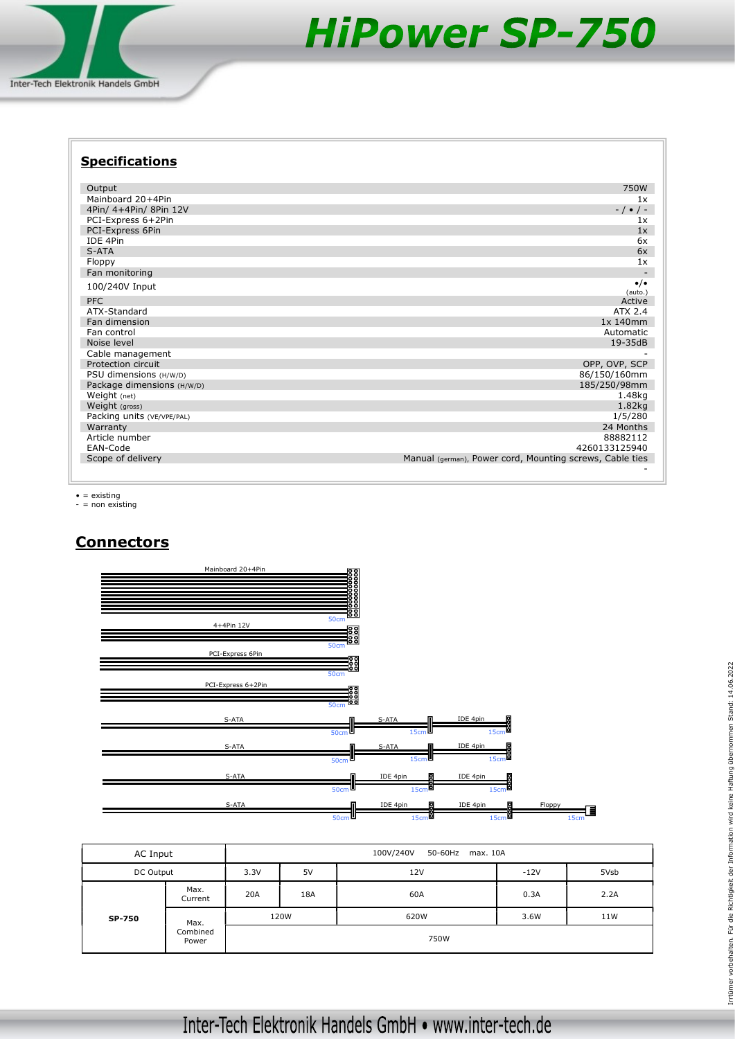# HiPower SP-750

Inter-Tech Elektronik Handels GmbH

## Specifications

| | |
|---|---|
| Output | 750W |
| Mainboard 20+4Pin | 1x |
| 4Pin/ 4+4Pin/ 8Pin 12V | - / • / - |
| PCI-Express 6+2Pin | 1x |
| PCI-Express 6Pin | 1x |
| IDE 4Pin | 6x |
| S-ATA | 6x |
| Floppy | 1x |
| Fan monitoring | - |
| 100/240V Input | •/• (auto.) |
| PFC | Active |
| ATX-Standard | ATX 2.4 |
| Fan dimension | 1x 140mm |
| Fan control | Automatic |
| Noise level | 19-35dB |
| Cable management | - |
| Protection circuit | OPP, OVP, SCP |
| PSU dimensions (H/W/D) | 86/150/160mm |
| Package dimensions (H/W/D) | 185/250/98mm |
| Weight (net) | 1.48kg |
| Weight (gross) | 1.82kg |
| Packing units (VE/VPE/PAL) | 1/5/280 |
| Warranty | 24 Months |
| Article number | 88882112 |
| EAN-Code | 4260133125940 |
| Scope of delivery | Manual (german), Power cord, Mounting screws, Cable ties |
| | - |

• = existing
- = non existing

## Connectors

Mainboard 20+4Pin
50cm

4+4Pin 12V
50cm

PCI-Express 6Pin
50cm

PCI-Express 6+2Pin
50cm

S-ATA 50cm — S-ATA 15cm — IDE 4pin 15cm

S-ATA 50cm — S-ATA 15cm — IDE 4pin 15cm

S-ATA 50cm — IDE 4pin 15cm — IDE 4pin 15cm

S-ATA 50cm — IDE 4pin 15cm — IDE 4pin 15cm — Floppy 15cm

| AC Input | | 100V/240V 50-60Hz max. 10A | | | | |
|---|---|---|---|---|---|---|
| DC Output | | 3.3V | 5V | 12V | -12V | 5Vsb |
| **SP-750** | Max. Current | 20A | 18A | 60A | 0.3A | 2.2A |
| | Max. Combined Power | 120W | | 620W | 3.6W | 11W |
| | | 750W | | | | |

Irrtümer vorbehalten. Für die Richtigkeit der Information wird keine Haftung übernommen Stand: 14.06.2022

Inter-Tech Elektronik Handels GmbH • www.inter-tech.de